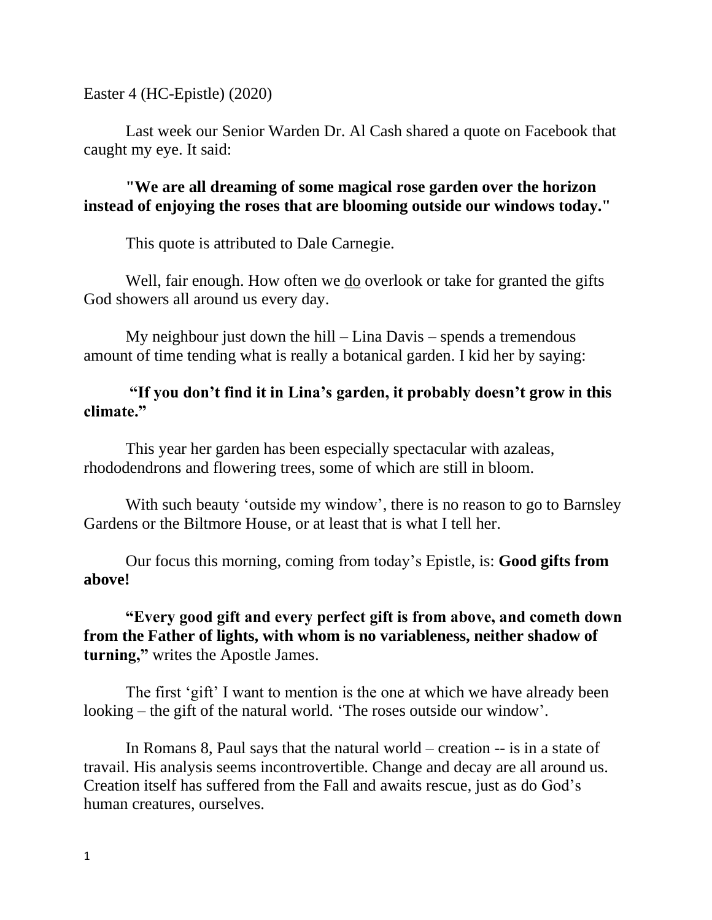Easter 4 (HC-Epistle) (2020)

Last week our Senior Warden Dr. Al Cash shared a quote on Facebook that caught my eye. It said:

**"We are all dreaming of some magical rose garden over the horizon instead of enjoying the roses that are blooming outside our windows today."**

This quote is attributed to Dale Carnegie.

Well, fair enough. How often we <u>do</u> overlook or take for granted the gifts God showers all around us every day.

My neighbour just down the hill – Lina Davis – spends a tremendous amount of time tending what is really a botanical garden. I kid her by saying:

**"If you don't find it in Lina's garden, it probably doesn't grow in this climate."**

This year her garden has been especially spectacular with azaleas, rhododendrons and flowering trees, some of which are still in bloom.

With such beauty 'outside my window', there is no reason to go to Barnsley Gardens or the Biltmore House, or at least that is what I tell her.

Our focus this morning, coming from today's Epistle, is: **Good gifts from above!**

**"Every good gift and every perfect gift is from above, and cometh down from the Father of lights, with whom is no variableness, neither shadow of turning,"** writes the Apostle James.

The first 'gift' I want to mention is the one at which we have already been looking – the gift of the natural world. 'The roses outside our window'.

In Romans 8, Paul says that the natural world – creation -- is in a state of travail. His analysis seems incontrovertible. Change and decay are all around us. Creation itself has suffered from the Fall and awaits rescue, just as do God's human creatures, ourselves.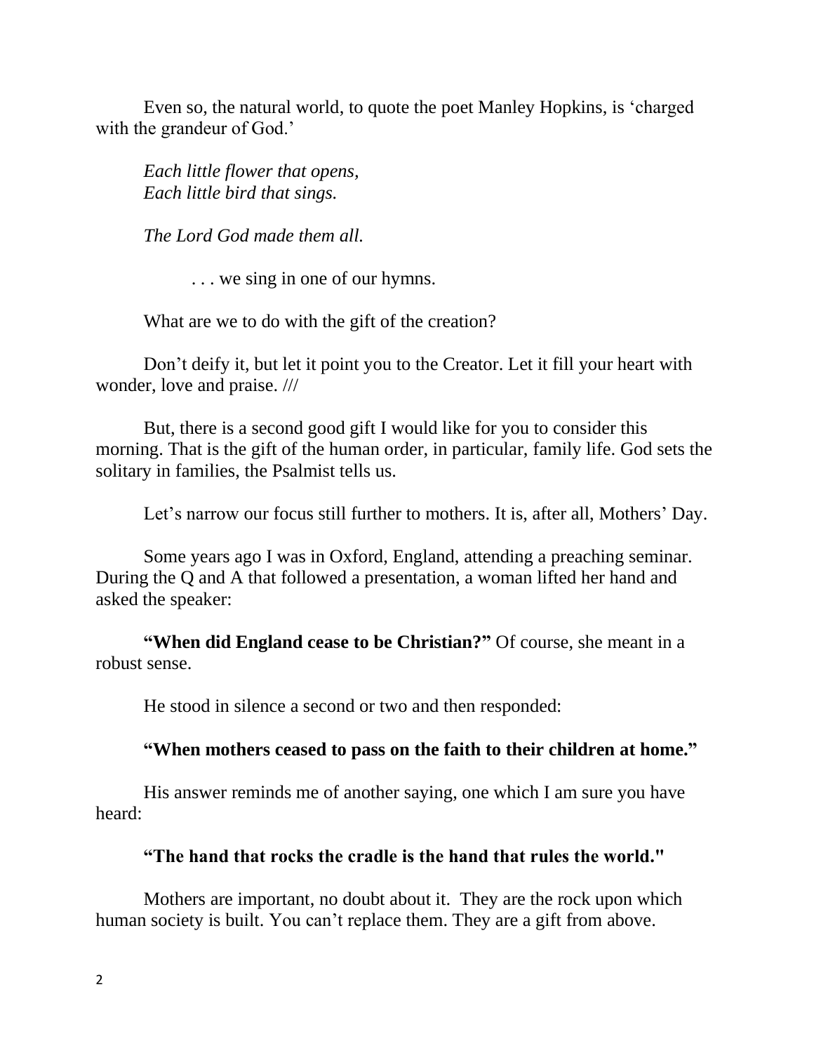Even so, the natural world, to quote the poet Manley Hopkins, is 'charged with the grandeur of God.'

*Each little flower that opens,*
*Each little bird that sings.*

*The Lord God made them all.*

. . . we sing in one of our hymns.

What are we to do with the gift of the creation?

Don't deify it, but let it point you to the Creator. Let it fill your heart with wonder, love and praise. ///

But, there is a second good gift I would like for you to consider this morning. That is the gift of the human order, in particular, family life. God sets the solitary in families, the Psalmist tells us.

Let's narrow our focus still further to mothers. It is, after all, Mothers' Day.

Some years ago I was in Oxford, England, attending a preaching seminar. During the Q and A that followed a presentation, a woman lifted her hand and asked the speaker:

**"When did England cease to be Christian?"** Of course, she meant in a robust sense.

He stood in silence a second or two and then responded:

**"When mothers ceased to pass on the faith to their children at home."**

His answer reminds me of another saying, one which I am sure you have heard:

**"The hand that rocks the cradle is the hand that rules the world."**

Mothers are important, no doubt about it. They are the rock upon which human society is built. You can't replace them. They are a gift from above.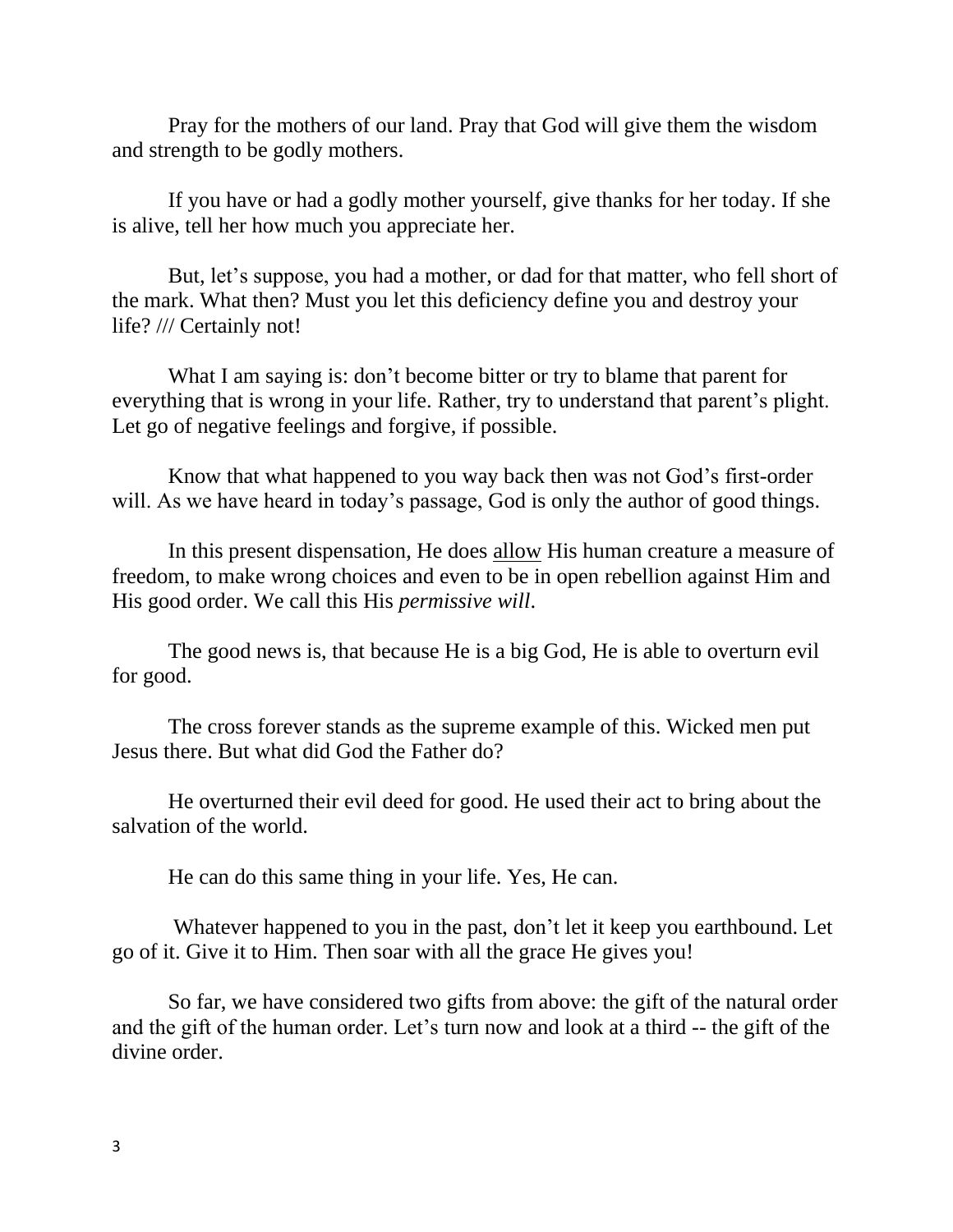Pray for the mothers of our land. Pray that God will give them the wisdom and strength to be godly mothers.

If you have or had a godly mother yourself, give thanks for her today. If she is alive, tell her how much you appreciate her.

But, let's suppose, you had a mother, or dad for that matter, who fell short of the mark. What then? Must you let this deficiency define you and destroy your life? /// Certainly not!

What I am saying is: don't become bitter or try to blame that parent for everything that is wrong in your life. Rather, try to understand that parent's plight. Let go of negative feelings and forgive, if possible.

Know that what happened to you way back then was not God's first-order will. As we have heard in today's passage, God is only the author of good things.

In this present dispensation, He does <u>allow</u> His human creature a measure of freedom, to make wrong choices and even to be in open rebellion against Him and His good order. We call this His *permissive will*.

The good news is, that because He is a big God, He is able to overturn evil for good.

The cross forever stands as the supreme example of this. Wicked men put Jesus there. But what did God the Father do?

He overturned their evil deed for good. He used their act to bring about the salvation of the world.

He can do this same thing in your life. Yes, He can.

Whatever happened to you in the past, don't let it keep you earthbound. Let go of it. Give it to Him. Then soar with all the grace He gives you!

So far, we have considered two gifts from above: the gift of the natural order and the gift of the human order. Let's turn now and look at a third -- the gift of the divine order.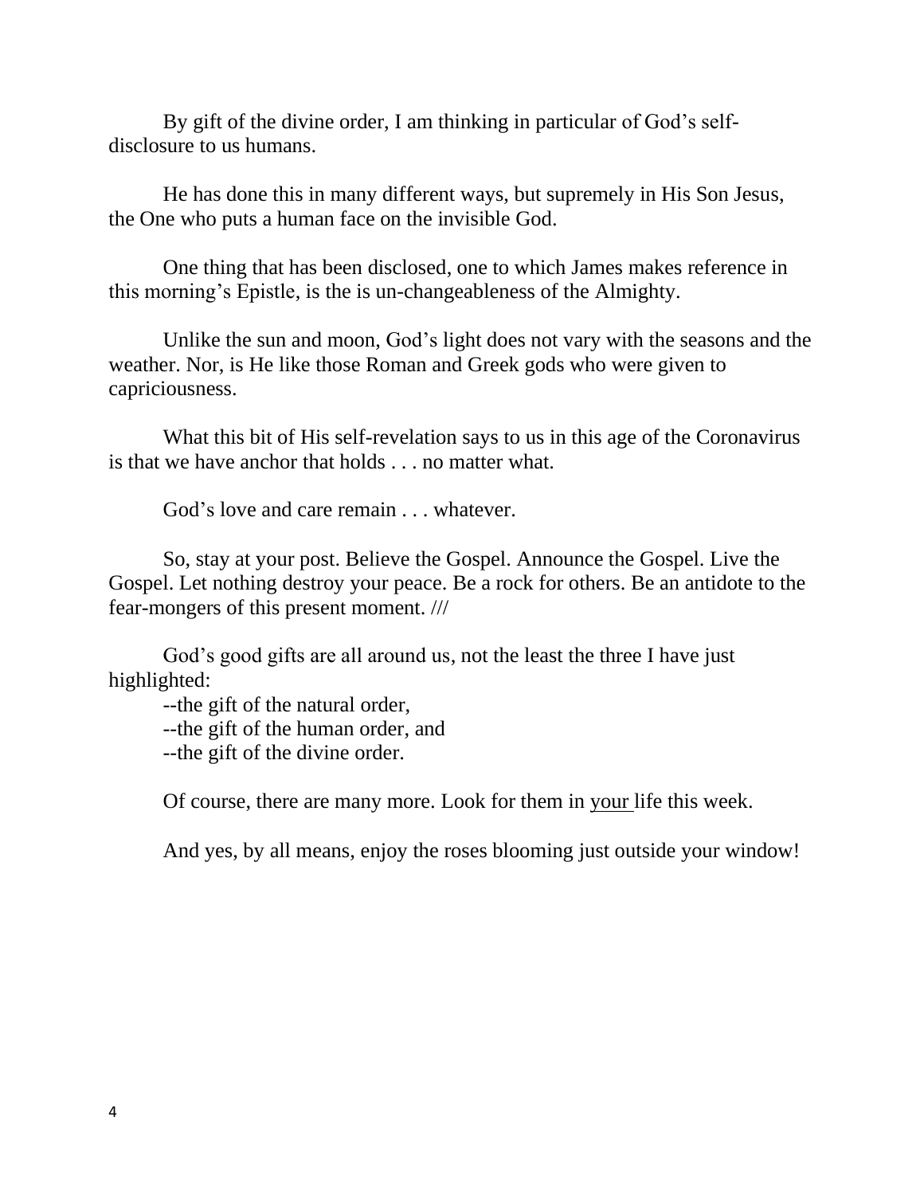By gift of the divine order, I am thinking in particular of God's self-disclosure to us humans.

He has done this in many different ways, but supremely in His Son Jesus, the One who puts a human face on the invisible God.

One thing that has been disclosed, one to which James makes reference in this morning's Epistle, is the is un-changeableness of the Almighty.

Unlike the sun and moon, God's light does not vary with the seasons and the weather. Nor, is He like those Roman and Greek gods who were given to capriciousness.

What this bit of His self-revelation says to us in this age of the Coronavirus is that we have anchor that holds . . . no matter what.

God's love and care remain . . . whatever.

So, stay at your post. Believe the Gospel. Announce the Gospel. Live the Gospel. Let nothing destroy your peace. Be a rock for others. Be an antidote to the fear-mongers of this present moment. ///

God's good gifts are all around us, not the least the three I have just highlighted:

--the gift of the natural order,
--the gift of the human order, and
--the gift of the divine order.

Of course, there are many more. Look for them in <u>your</u> life this week.

And yes, by all means, enjoy the roses blooming just outside your window!